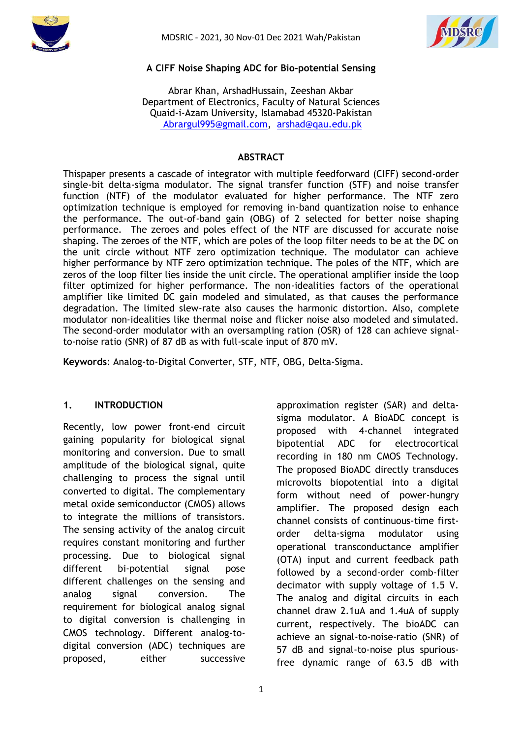# A CIFF Noise Shaping ADC for Bio-potential Sensing

Abrar Khan, ArshadHussain, Zeeshan Akbar
Department of Electronics, Faculty of Natural Sciences
Quaid-i-Azam University, Islamabad 45320-Pakistan
Abrargul995@gmail.com, arshad@qau.edu.pk

## ABSTRACT

Thispaper presents a cascade of integrator with multiple feedforward (CIFF) second-order single-bit delta-sigma modulator. The signal transfer function (STF) and noise transfer function (NTF) of the modulator evaluated for higher performance. The NTF zero optimization technique is employed for removing in-band quantization noise to enhance the performance. The out-of-band gain (OBG) of 2 selected for better noise shaping performance. The zeroes and poles effect of the NTF are discussed for accurate noise shaping. The zeroes of the NTF, which are poles of the loop filter needs to be at the DC on the unit circle without NTF zero optimization technique. The modulator can achieve higher performance by NTF zero optimization technique. The poles of the NTF, which are zeros of the loop filter lies inside the unit circle. The operational amplifier inside the loop filter optimized for higher performance. The non-idealities factors of the operational amplifier like limited DC gain modeled and simulated, as that causes the performance degradation. The limited slew-rate also causes the harmonic distortion. Also, complete modulator non-idealities like thermal noise and flicker noise also modeled and simulated. The second-order modulator with an oversampling ration (OSR) of 128 can achieve signal-to-noise ratio (SNR) of 87 dB as with full-scale input of 870 mV.

**Keywords**: Analog-to-Digital Converter, STF, NTF, OBG, Delta-Sigma.

## 1. INTRODUCTION

Recently, low power front-end circuit gaining popularity for biological signal monitoring and conversion. Due to small amplitude of the biological signal, quite challenging to process the signal until converted to digital. The complementary metal oxide semiconductor (CMOS) allows to integrate the millions of transistors. The sensing activity of the analog circuit requires constant monitoring and further processing. Due to biological signal different bi-potential signal pose different challenges on the sensing and analog signal conversion. The requirement for biological analog signal to digital conversion is challenging in CMOS technology. Different analog-to-digital conversion (ADC) techniques are proposed, either successive approximation register (SAR) and delta-sigma modulator. A BioADC concept is proposed with 4-channel integrated bipotential ADC for electrocortical recording in 180 nm CMOS Technology. The proposed BioADC directly transduces microvolts biopotential into a digital form without need of power-hungry amplifier. The proposed design each channel consists of continuous-time first-order delta-sigma modulator using operational transconductance amplifier (OTA) input and current feedback path followed by a second-order comb-filter decimator with supply voltage of 1.5 V. The analog and digital circuits in each channel draw 2.1uA and 1.4uA of supply current, respectively. The bioADC can achieve an signal-to-noise-ratio (SNR) of 57 dB and signal-to-noise plus spurious-free dynamic range of 63.5 dB with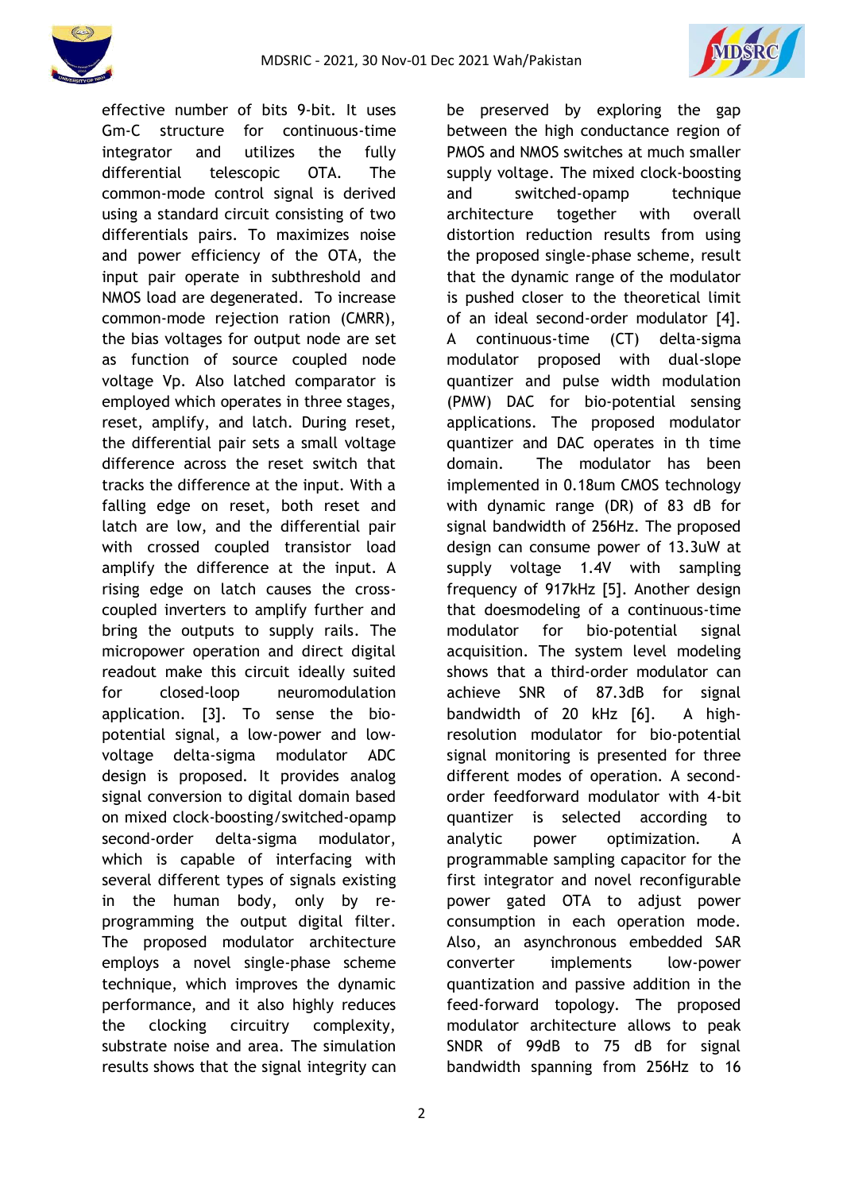effective number of bits 9-bit. It uses Gm-C structure for continuous-time integrator and utilizes the fully differential telescopic OTA. The common-mode control signal is derived using a standard circuit consisting of two differentials pairs. To maximizes noise and power efficiency of the OTA, the input pair operate in subthreshold and NMOS load are degenerated. To increase common-mode rejection ratio (CMRR), the bias voltages for output node are set as function of source coupled node voltage Vp. Also latched comparator is employed which operates in three stages, reset, amplify, and latch. During reset, the differential pair sets a small voltage difference across the reset switch that tracks the difference at the input. With a falling edge on reset, both reset and latch are low, and the differential pair with crossed coupled transistor load amplify the difference at the input. A rising edge on latch causes the cross-coupled inverters to amplify further and bring the outputs to supply rails. The micropower operation and direct digital readout make this circuit ideally suited for closed-loop neuromodulation application. [3]. To sense the bio-potential signal, a low-power and low-voltage delta-sigma modulator ADC design is proposed. It provides analog signal conversion to digital domain based on mixed clock-boosting/switched-opamp second-order delta-sigma modulator, which is capable of interfacing with several different types of signals existing in the human body, only by re-programming the output digital filter. The proposed modulator architecture employs a novel single-phase scheme technique, which improves the dynamic performance, and it also highly reduces the clocking circuitry complexity, substrate noise and area. The simulation results shows that the signal integrity can be preserved by exploring the gap between the high conductance region of PMOS and NMOS switches at much smaller supply voltage. The mixed clock-boosting and switched-opamp technique architecture together with overall distortion reduction results from using the proposed single-phase scheme, result that the dynamic range of the modulator is pushed closer to the theoretical limit of an ideal second-order modulator [4]. A continuous-time (CT) delta-sigma modulator proposed with dual-slope quantizer and pulse width modulation (PMW) DAC for bio-potential sensing applications. The proposed modulator quantizer and DAC operates in th time domain. The modulator has been implemented in 0.18um CMOS technology with dynamic range (DR) of 83 dB for signal bandwidth of 256Hz. The proposed design can consume power of 13.3uW at supply voltage 1.4V with sampling frequency of 917kHz [5]. Another design that doesmodeling of a continuous-time modulator for bio-potential signal acquisition. The system level modeling shows that a third-order modulator can achieve SNR of 87.3dB for signal bandwidth of 20 kHz [6]. A high-resolution modulator for bio-potential signal monitoring is presented for three different modes of operation. A second-order feedforward modulator with 4-bit quantizer is selected according to analytic power optimization. A programmable sampling capacitor for the first integrator and novel reconfigurable power gated OTA to adjust power consumption in each operation mode. Also, an asynchronous embedded SAR converter implements low-power quantization and passive addition in the feed-forward topology. The proposed modulator architecture allows to peak SNDR of 99dB to 75 dB for signal bandwidth spanning from 256Hz to 16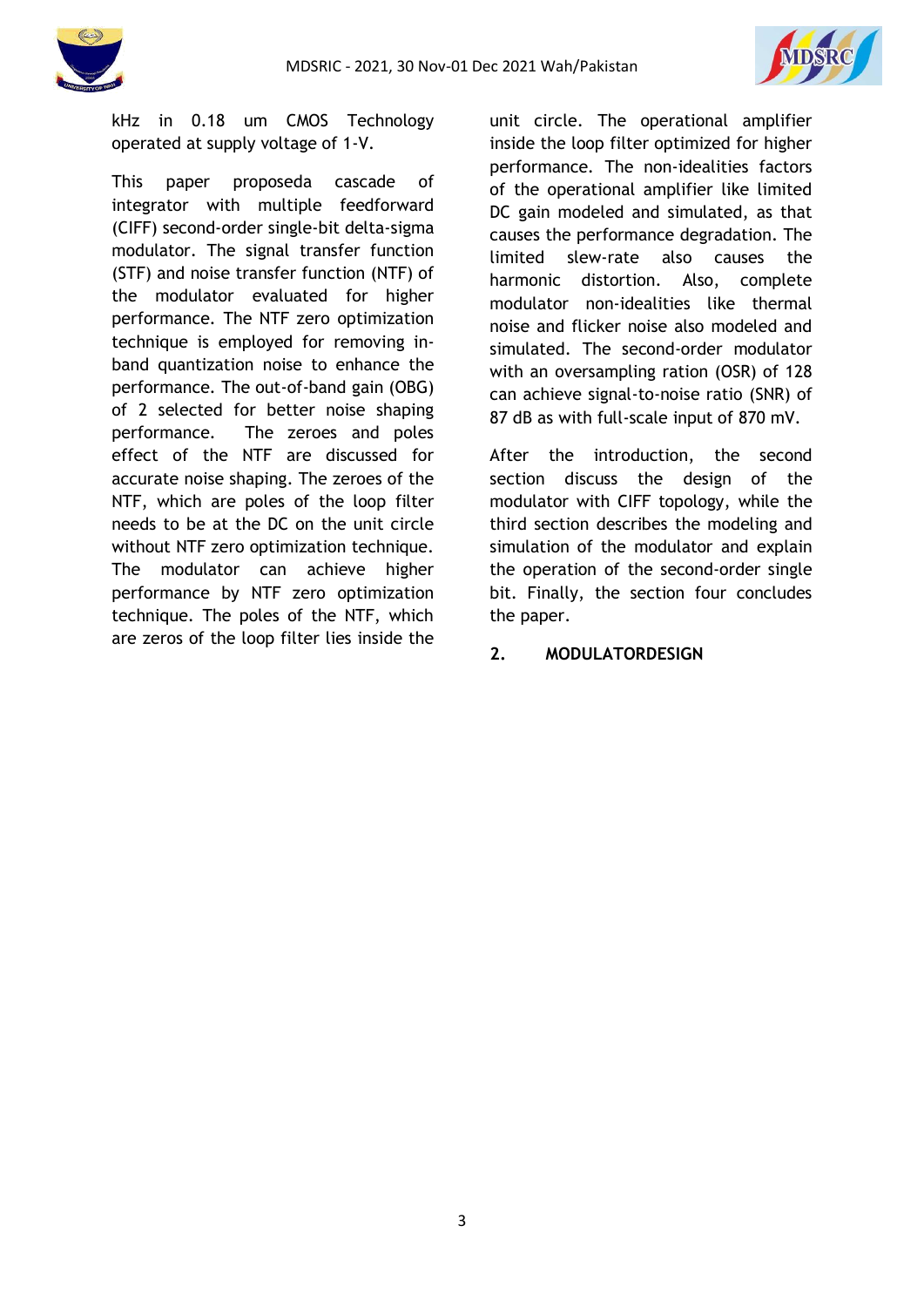kHz in 0.18 um CMOS Technology operated at supply voltage of 1-V.

This paper proposeda cascade of integrator with multiple feedforward (CIFF) second-order single-bit delta-sigma modulator. The signal transfer function (STF) and noise transfer function (NTF) of the modulator evaluated for higher performance. The NTF zero optimization technique is employed for removing in-band quantization noise to enhance the performance. The out-of-band gain (OBG) of 2 selected for better noise shaping performance. The zeroes and poles effect of the NTF are discussed for accurate noise shaping. The zeroes of the NTF, which are poles of the loop filter needs to be at the DC on the unit circle without NTF zero optimization technique. The modulator can achieve higher performance by NTF zero optimization technique. The poles of the NTF, which are zeros of the loop filter lies inside the unit circle. The operational amplifier inside the loop filter optimized for higher performance. The non-idealities factors of the operational amplifier like limited DC gain modeled and simulated, as that causes the performance degradation. The limited slew-rate also causes the harmonic distortion. Also, complete modulator non-idealities like thermal noise and flicker noise also modeled and simulated. The second-order modulator with an oversampling ration (OSR) of 128 can achieve signal-to-noise ratio (SNR) of 87 dB as with full-scale input of 870 mV.

After the introduction, the second section discuss the design of the modulator with CIFF topology, while the third section describes the modeling and simulation of the modulator and explain the operation of the second-order single bit. Finally, the section four concludes the paper.

## 2. MODULATORDESIGN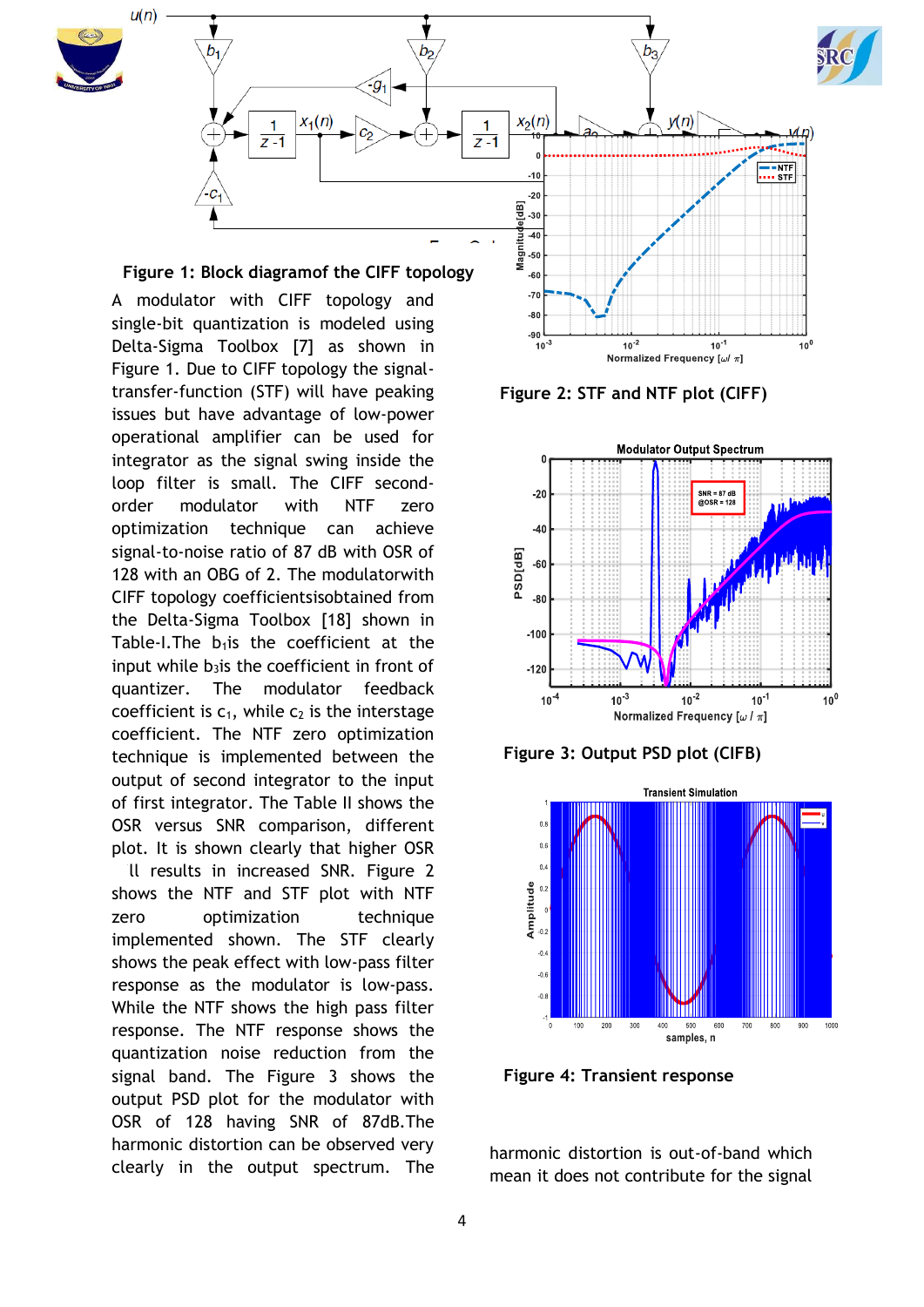**Figure 1: Block diagramof the CIFF topology**

A modulator with CIFF topology and single-bit quantization is modeled using Delta-Sigma Toolbox [7] as shown in Figure 1. Due to CIFF topology the signal-transfer-function (STF) will have peaking issues but have advantage of low-power operational amplifier can be used for integrator as the signal swing inside the loop filter is small. The CIFF second-order modulator with NTF zero optimization technique can achieve signal-to-noise ratio of 87 dB with OSR of 128 with an OBG of 2. The modulatorwith CIFF topology coefficientsisobtained from the Delta-Sigma Toolbox [18] shown in Table-I.The $b_1$is the coefficient at the input while $b_3$is the coefficient in front of quantizer. The modulator feedback coefficient is $c_1$, while $c_2$ is the interstage coefficient. The NTF zero optimization technique is implemented between the output of second integrator to the input of first integrator. The Table II shows the OSR versus SNR comparison, different plot. It is shown clearly that higher OSR ll results in increased SNR. Figure 2 shows the NTF and STF plot with NTF zero optimization technique implemented shown. The STF clearly shows the peak effect with low-pass filter response as the modulator is low-pass. While the NTF shows the high pass filter response. The NTF response shows the quantization noise reduction from the signal band. The Figure 3 shows the output PSD plot for the modulator with OSR of 128 having SNR of 87dB.The harmonic distortion can be observed very clearly in the output spectrum. The harmonic distortion is out-of-band which mean it does not contribute for the signal

**Figure 2: STF and NTF plot (CIFF)**

**Figure 3: Output PSD plot (CIFB)**

**Figure 4: Transient response**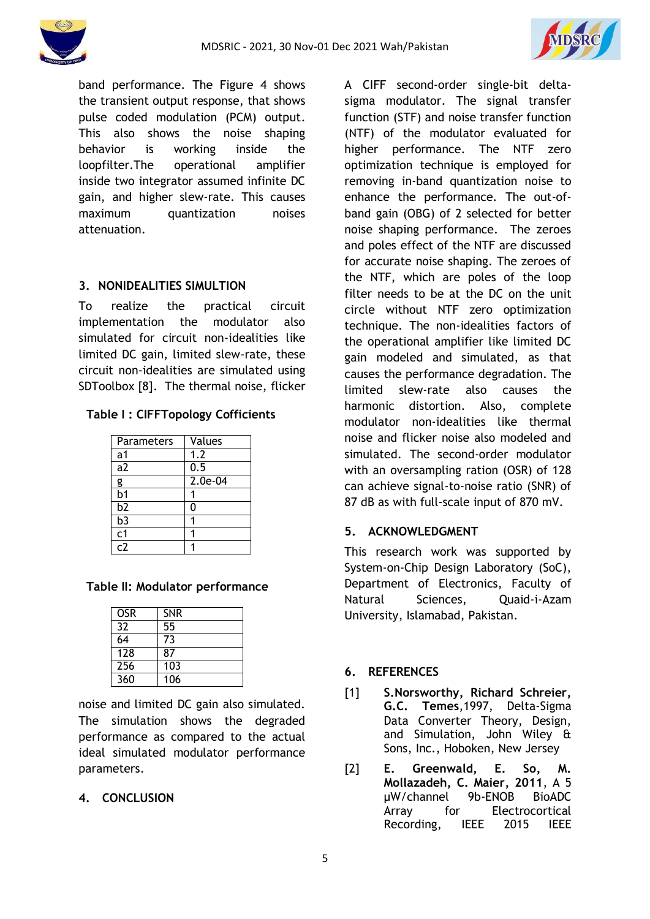band performance. The Figure 4 shows the transient output response, that shows pulse coded modulation (PCM) output. This also shows the noise shaping behavior is working inside the loopfilter.The operational amplifier inside two integrator assumed infinite DC gain, and higher slew-rate. This causes maximum quantization noises attenuation.

## 3. NONIDEALITIES SIMULTION

To realize the practical circuit implementation the modulator also simulated for circuit non-idealities like limited DC gain, limited slew-rate, these circuit non-idealities are simulated using SDToolbox [8]. The thermal noise, flicker noise and limited DC gain also simulated. The simulation shows the degraded performance as compared to the actual ideal simulated modulator performance parameters.

**Table I : CIFFTopology Cofficients**

| Parameters | Values |
|---|---|
| a1 | 1.2 |
| a2 | 0.5 |
| g | 2.0e-04 |
| b1 | 1 |
| b2 | 0 |
| b3 | 1 |
| c1 | 1 |
| c2 | 1 |

**Table II: Modulator performance**

| OSR | SNR |
|---|---|
| 32 | 55 |
| 64 | 73 |
| 128 | 87 |
| 256 | 103 |
| 360 | 106 |

## 4. CONCLUSION

A CIFF second-order single-bit delta-sigma modulator. The signal transfer function (STF) and noise transfer function (NTF) of the modulator evaluated for higher performance. The NTF zero optimization technique is employed for removing in-band quantization noise to enhance the performance. The out-of-band gain (OBG) of 2 selected for better noise shaping performance. The zeroes and poles effect of the NTF are discussed for accurate noise shaping. The zeroes of the NTF, which are poles of the loop filter needs to be at the DC on the unit circle without NTF zero optimization technique. The non-idealities factors of the operational amplifier like limited DC gain modeled and simulated, as that causes the performance degradation. The limited slew-rate also causes the harmonic distortion. Also, complete modulator non-idealities like thermal noise and flicker noise also modeled and simulated. The second-order modulator with an oversampling ration (OSR) of 128 can achieve signal-to-noise ratio (SNR) of 87 dB as with full-scale input of 870 mV.

## 5. ACKNOWLEDGMENT

This research work was supported by System-on-Chip Design Laboratory (SoC), Department of Electronics, Faculty of Natural Sciences, Quaid-i-Azam University, Islamabad, Pakistan.

## 6. REFERENCES

[1] **S.Norsworthy, Richard Schreier, G.C. Temes**,1997, Delta-Sigma Data Converter Theory, Design, and Simulation, John Wiley & Sons, Inc., Hoboken, New Jersey

[2] **E. Greenwald, E. So, M. Mollazadeh, C. Maier, 2011**, A 5 μW/channel 9b-ENOB BioADC Array for Electrocortical Recording, IEEE 2015 IEEE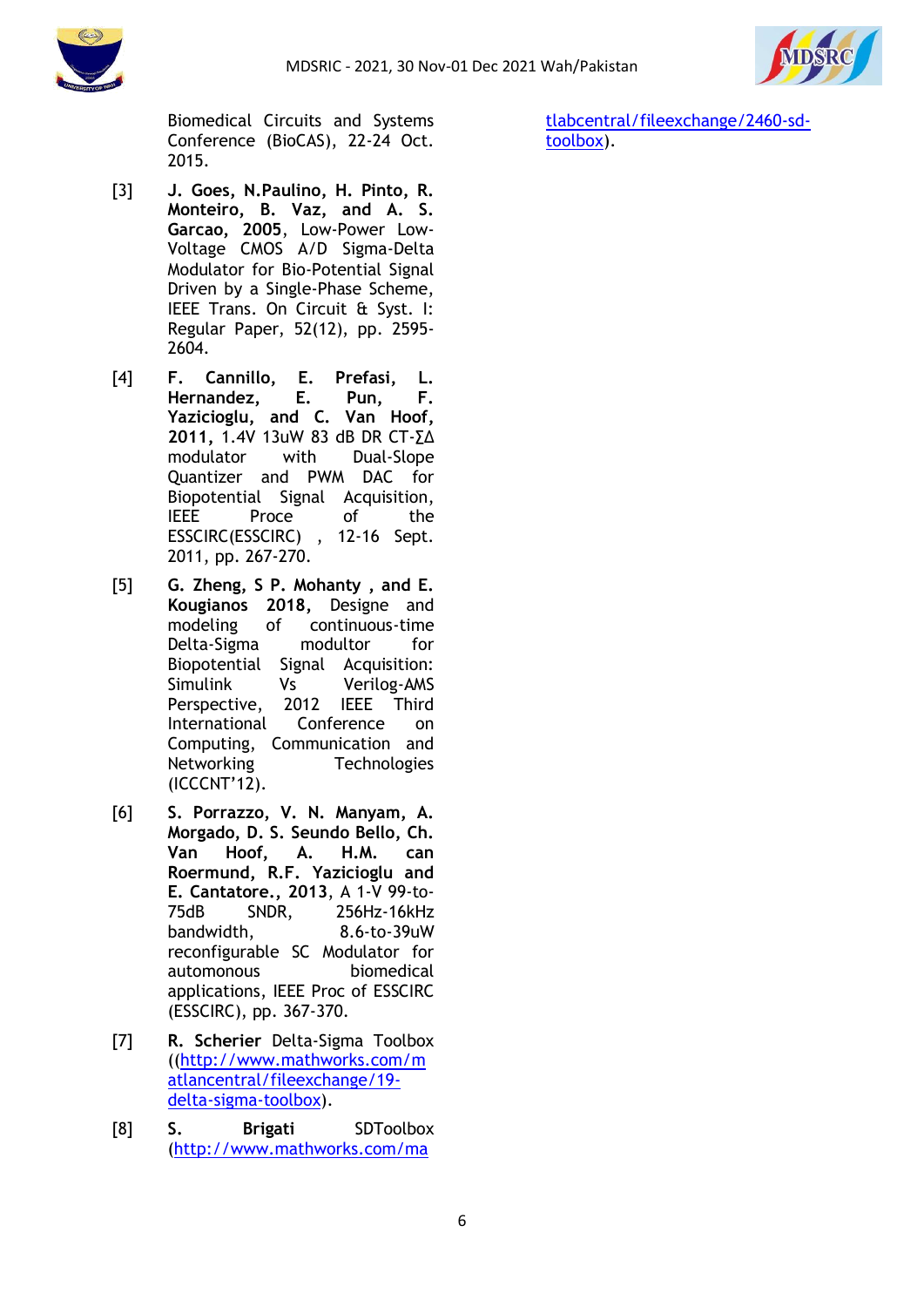Biomedical Circuits and Systems Conference (BioCAS), 22-24 Oct. 2015.

[3] **J. Goes, N.Paulino, H. Pinto, R. Monteiro, B. Vaz, and A. S. Garcao, 2005**, Low-Power Low-Voltage CMOS A/D Sigma-Delta Modulator for Bio-Potential Signal Driven by a Single-Phase Scheme, IEEE Trans. On Circuit & Syst. I: Regular Paper, 52(12), pp. 2595-2604.

[4] **F. Cannillo, E. Prefasi, L. Hernandez, E. Pun, F. Yazicioglu, and C. Van Hoof, 2011,** 1.4V 13uW 83 dB DR CT-ΣΔ modulator with Dual-Slope Quantizer and PWM DAC for Biopotential Signal Acquisition, IEEE Proce of the ESSCIRC(ESSCIRC) , 12-16 Sept. 2011, pp. 267-270.

[5] **G. Zheng, S P. Mohanty , and E. Kougianos 2018,** Designe and modeling of continuous-time Delta-Sigma modultor for Biopotential Signal Acquisition: Simulink Vs Verilog-AMS Perspective, 2012 IEEE Third International Conference on Computing, Communication and Networking Technologies (ICCCNT'12).

[6] **S. Porrazzo, V. N. Manyam, A. Morgado, D. S. Seundo Bello, Ch. Van Hoof, A. H.M. can Roermund, R.F. Yazicioglu and E. Cantatore., 2013**, A 1-V 99-to-75dB SNDR, 256Hz-16kHz bandwidth, 8.6-to-39uW reconfigurable SC Modulator for automonous biomedical applications, IEEE Proc of ESSCIRC (ESSCIRC), pp. 367-370.

[7] **R. Scherier** Delta-Sigma Toolbox ((http://www.mathworks.com/matlancentral/fileexchange/19-delta-sigma-toolbox).

[8] **S. Brigati** SDToolbox (http://www.mathworks.com/matlabcentral/fileexchange/2460-sd-toolbox).